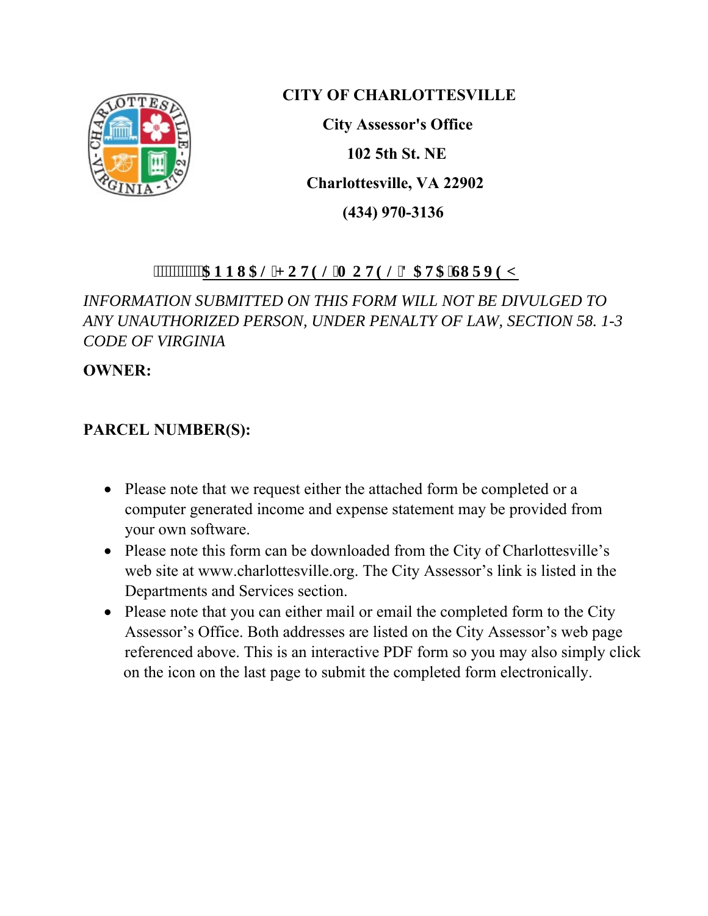**CITY OF CHARLOTTESVILLE**

**City Assessor's Office**

**102 5th St. NE**

**Charlottesville, VA 22902**

**(434) 970-3136**

**ANNUAL HOTEL MOTEL DATA SURVEY**

*INFORMATION SUBMITTED ON THIS FORM WILL NOT BE DIVULGED TO ANY UNAUTHORIZED PERSON, UNDER PENALTY OF LAW, SECTION 58. 1-3 CODE OF VIRGINIA*

**OWNER:**

**PARCEL NUMBER(S):**

- Please note that we request either the attached form be completed or a computer generated income and expense statement may be provided from your own software.
- Please note this form can be downloaded from the City of Charlottesville's web site at www.charlottesville.org. The City Assessor's link is listed in the Departments and Services section.
- Please note that you can either mail or email the completed form to the City Assessor's Office. Both addresses are listed on the City Assessor's web page referenced above. This is an interactive PDF form so you may also simply click on the icon on the last page to submit the completed form electronically.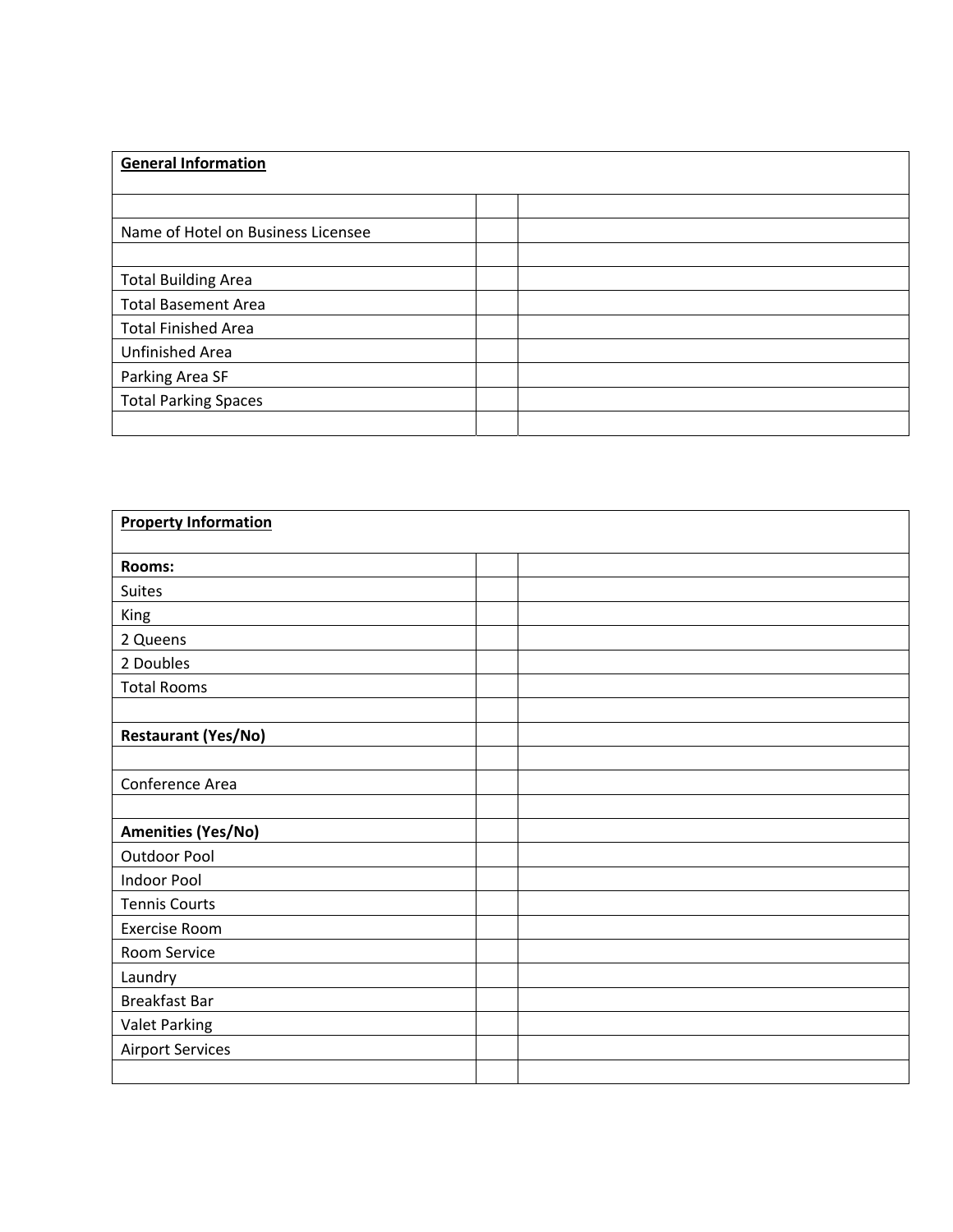| **General Information** | | |
|---|---|---|
| | | |
| Name of Hotel on Business Licensee | | |
| | | |
| Total Building Area | | |
| Total Basement Area | | |
| Total Finished Area | | |
| Unfinished Area | | |
| Parking Area SF | | |
| Total Parking Spaces | | |
| | | |

| **Property Information** | | |
|---|---|---|
| **Rooms:** | | |
| Suites | | |
| King | | |
| 2 Queens | | |
| 2 Doubles | | |
| Total Rooms | | |
| | | |
| **Restaurant (Yes/No)** | | |
| | | |
| Conference Area | | |
| | | |
| **Amenities (Yes/No)** | | |
| Outdoor Pool | | |
| Indoor Pool | | |
| Tennis Courts | | |
| Exercise Room | | |
| Room Service | | |
| Laundry | | |
| Breakfast Bar | | |
| Valet Parking | | |
| Airport Services | | |
| | | |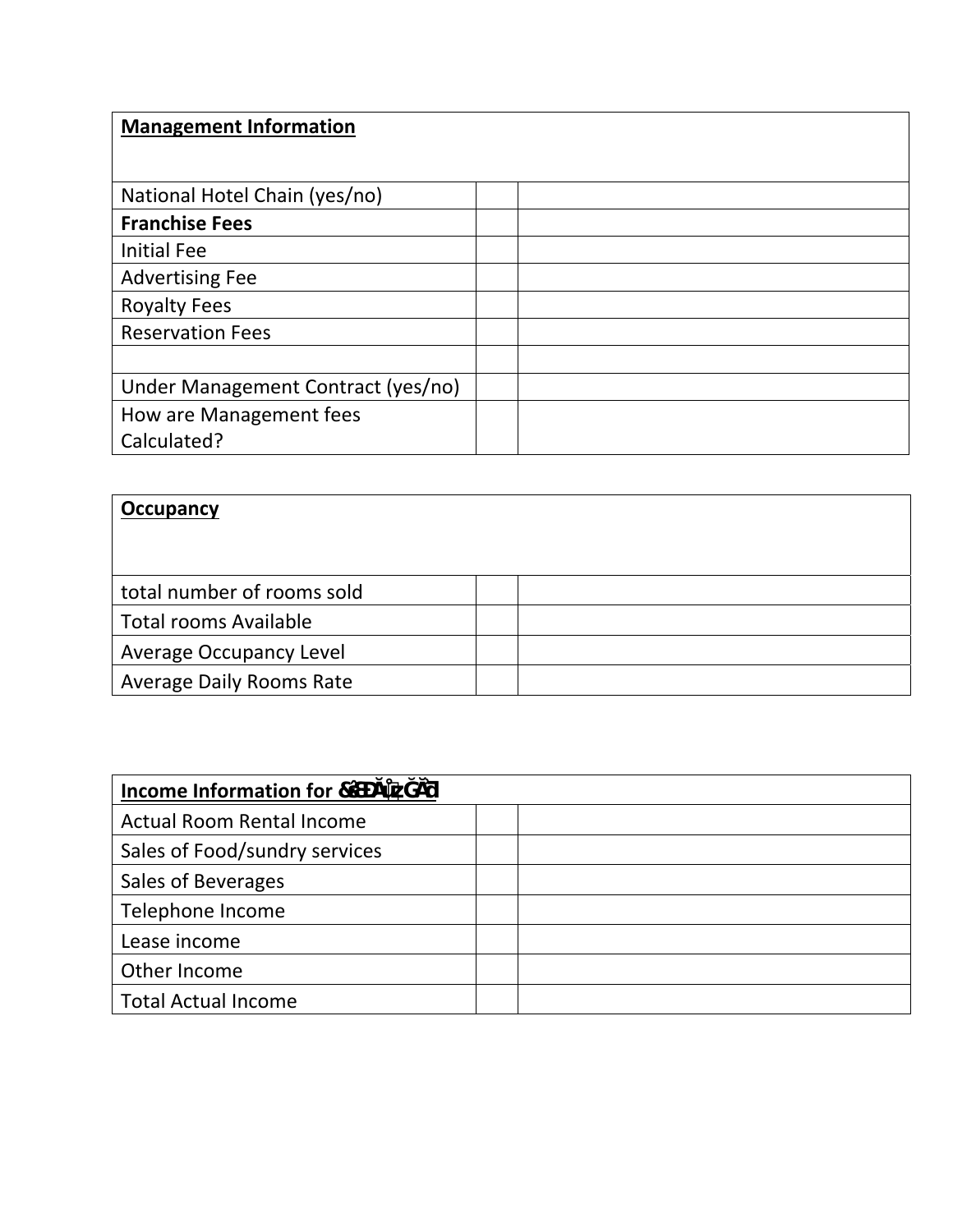| **Management Information** | | |
|---|---|---|
| National Hotel Chain (yes/no) | | |
| **Franchise Fees** | | |
| Initial Fee | | |
| Advertising Fee | | |
| Royalty Fees | | |
| Reservation Fees | | |
| | | |
| Under Management Contract (yes/no) | | |
| How are Management fees Calculated? | | |

| **Occupancy** | | |
|---|---|---|
| total number of rooms sold | | |
| Total rooms Available | | |
| Average Occupancy Level | | |
| Average Daily Rooms Rate | | |

| **Income Information for &EDĂůzĞĂƌ** | | |
|---|---|---|
| Actual Room Rental Income | | |
| Sales of Food/sundry services | | |
| Sales of Beverages | | |
| Telephone Income | | |
| Lease income | | |
| Other Income | | |
| Total Actual Income | | |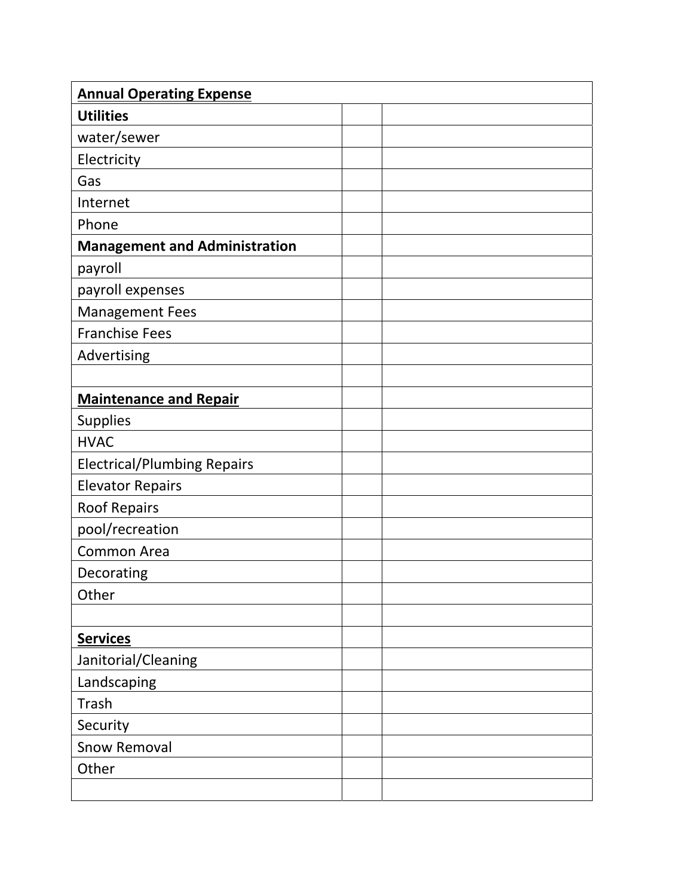| **Annual Operating Expense** | | |
|---|---|---|
| **Utilities** | | |
| water/sewer | | |
| Electricity | | |
| Gas | | |
| Internet | | |
| Phone | | |
| **Management and Administration** | | |
| payroll | | |
| payroll expenses | | |
| Management Fees | | |
| Franchise Fees | | |
| Advertising | | |
| | | |
| **Maintenance and Repair** | | |
| Supplies | | |
| HVAC | | |
| Electrical/Plumbing Repairs | | |
| Elevator Repairs | | |
| Roof Repairs | | |
| pool/recreation | | |
| Common Area | | |
| Decorating | | |
| Other | | |
| | | |
| **Services** | | |
| Janitorial/Cleaning | | |
| Landscaping | | |
| Trash | | |
| Security | | |
| Snow Removal | | |
| Other | | |
| | | |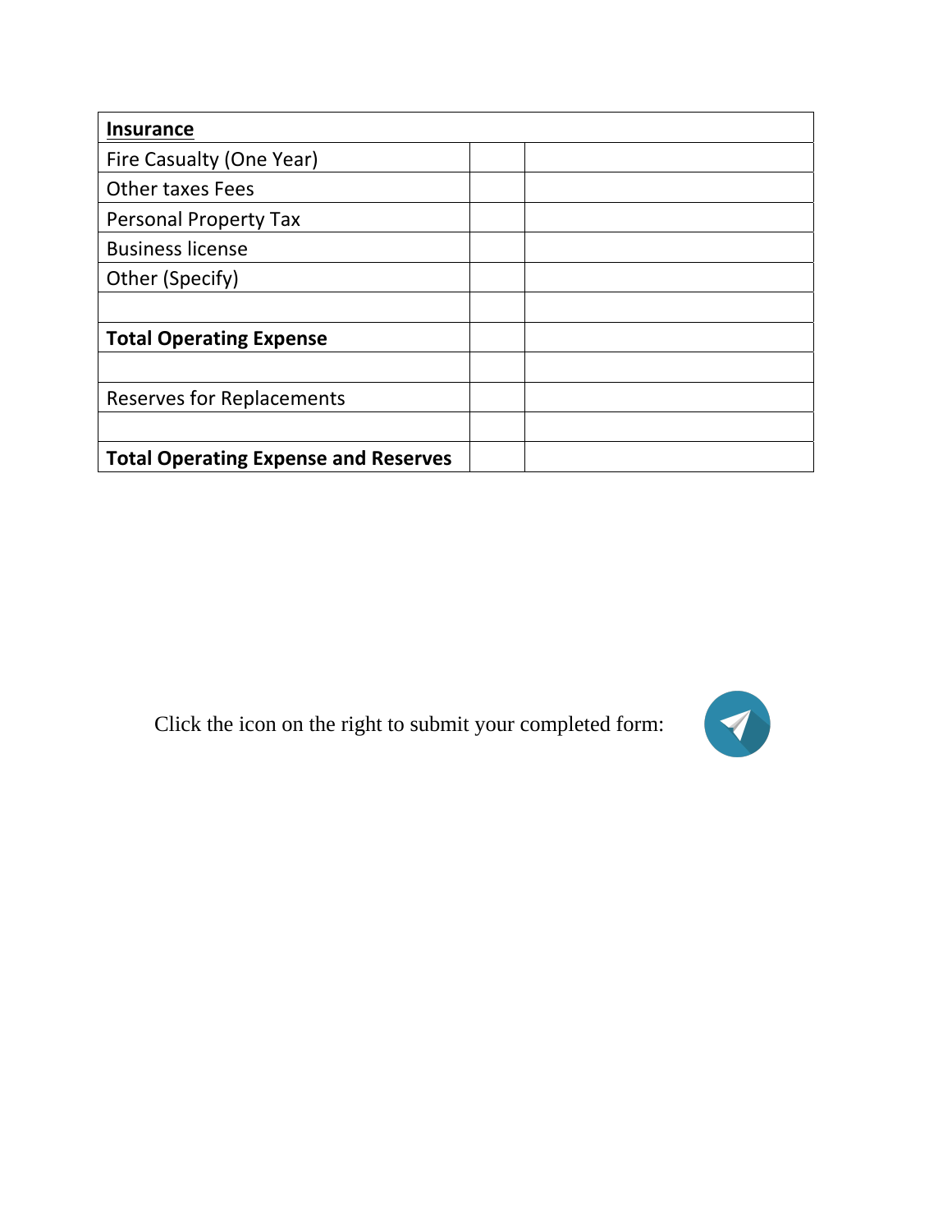| | | |
|---|---|---|
| **Insurance** | | |
| Fire Casualty (One Year) | | |
| Other taxes Fees | | |
| Personal Property Tax | | |
| Business license | | |
| Other (Specify) | | |
| | | |
| **Total Operating Expense** | | |
| | | |
| Reserves for Replacements | | |
| | | |
| **Total Operating Expense and Reserves** | | |

Click the icon on the right to submit your completed form: